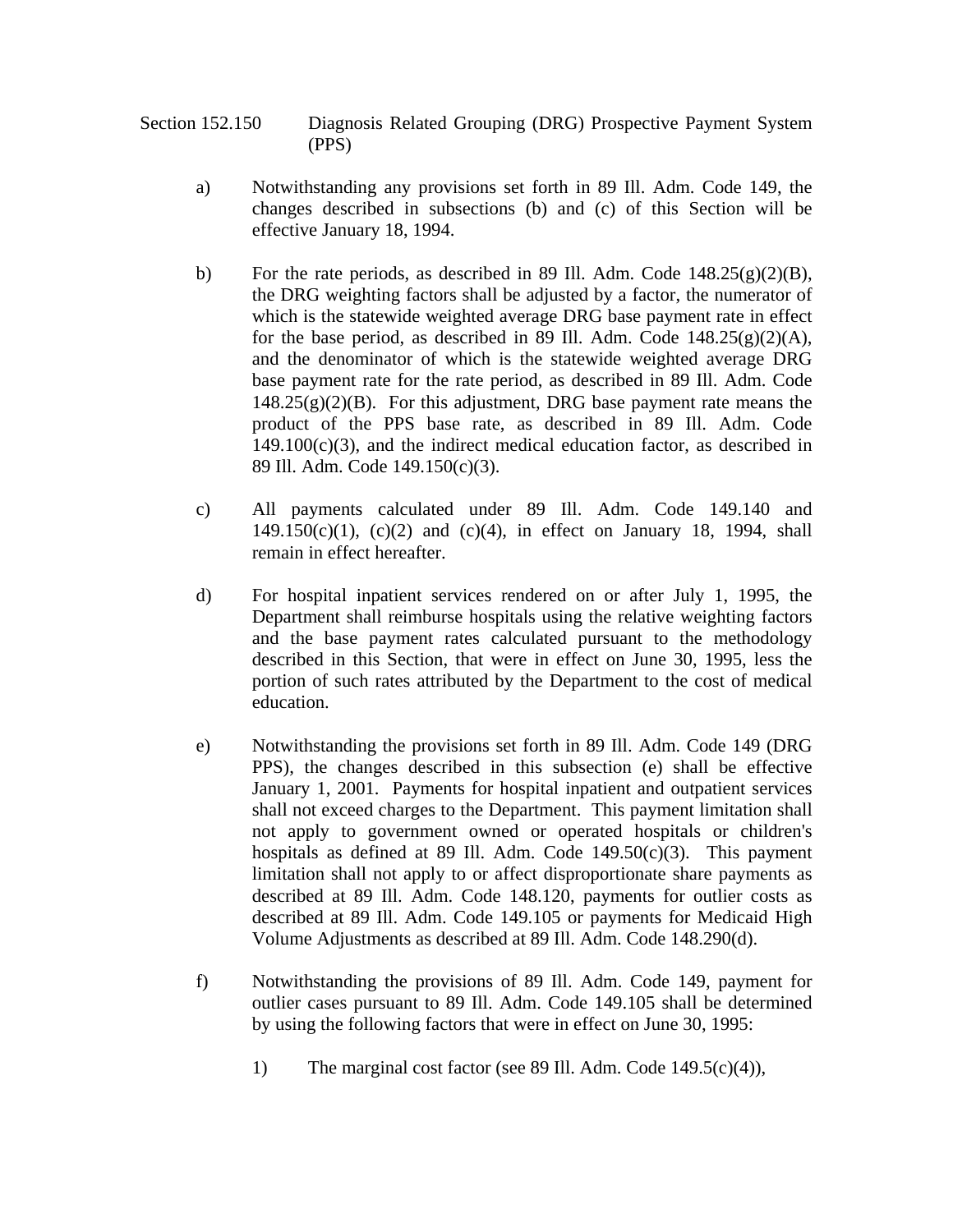Section 152.150 Diagnosis Related Grouping (DRG) Prospective Payment System (PPS)

a) Notwithstanding any provisions set forth in 89 Ill. Adm. Code 149, the changes described in subsections (b) and (c) of this Section will be effective January 18, 1994.

b) For the rate periods, as described in 89 Ill. Adm. Code 148.25(g)(2)(B), the DRG weighting factors shall be adjusted by a factor, the numerator of which is the statewide weighted average DRG base payment rate in effect for the base period, as described in 89 Ill. Adm. Code 148.25(g)(2)(A), and the denominator of which is the statewide weighted average DRG base payment rate for the rate period, as described in 89 Ill. Adm. Code 148.25(g)(2)(B). For this adjustment, DRG base payment rate means the product of the PPS base rate, as described in 89 Ill. Adm. Code 149.100(c)(3), and the indirect medical education factor, as described in 89 Ill. Adm. Code 149.150(c)(3).

c) All payments calculated under 89 Ill. Adm. Code 149.140 and 149.150(c)(1), (c)(2) and (c)(4), in effect on January 18, 1994, shall remain in effect hereafter.

d) For hospital inpatient services rendered on or after July 1, 1995, the Department shall reimburse hospitals using the relative weighting factors and the base payment rates calculated pursuant to the methodology described in this Section, that were in effect on June 30, 1995, less the portion of such rates attributed by the Department to the cost of medical education.

e) Notwithstanding the provisions set forth in 89 Ill. Adm. Code 149 (DRG PPS), the changes described in this subsection (e) shall be effective January 1, 2001. Payments for hospital inpatient and outpatient services shall not exceed charges to the Department. This payment limitation shall not apply to government owned or operated hospitals or children's hospitals as defined at 89 Ill. Adm. Code 149.50(c)(3). This payment limitation shall not apply to or affect disproportionate share payments as described at 89 Ill. Adm. Code 148.120, payments for outlier costs as described at 89 Ill. Adm. Code 149.105 or payments for Medicaid High Volume Adjustments as described at 89 Ill. Adm. Code 148.290(d).

f) Notwithstanding the provisions of 89 Ill. Adm. Code 149, payment for outlier cases pursuant to 89 Ill. Adm. Code 149.105 shall be determined by using the following factors that were in effect on June 30, 1995:

1) The marginal cost factor (see 89 Ill. Adm. Code 149.5(c)(4)),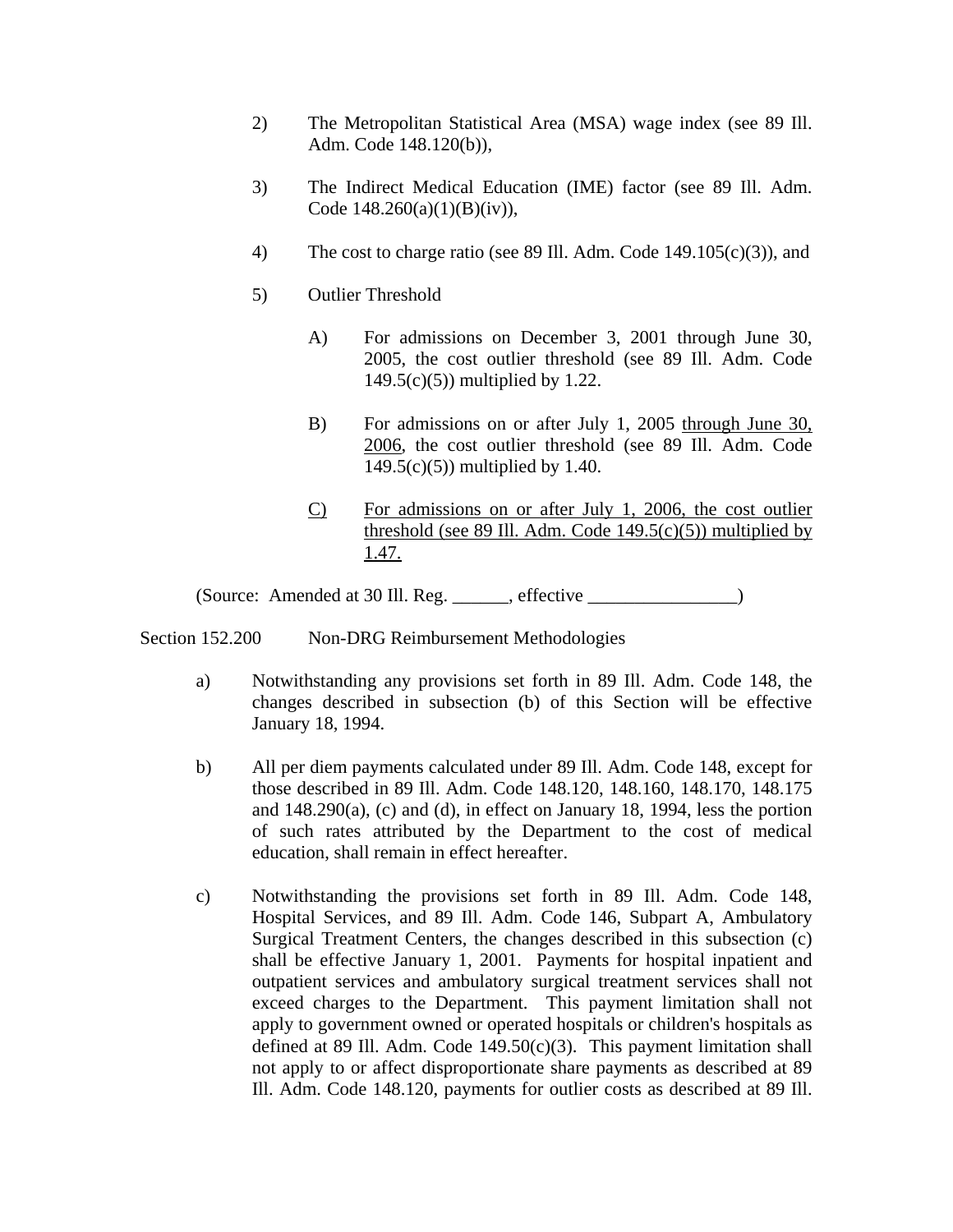2) The Metropolitan Statistical Area (MSA) wage index (see 89 Ill. Adm. Code 148.120(b)),

3) The Indirect Medical Education (IME) factor (see 89 Ill. Adm. Code 148.260(a)(1)(B)(iv)),

4) The cost to charge ratio (see 89 Ill. Adm. Code 149.105(c)(3)), and

5) Outlier Threshold

   A) For admissions on December 3, 2001 through June 30, 2005, the cost outlier threshold (see 89 Ill. Adm. Code 149.5(c)(5)) multiplied by 1.22.

   B) For admissions on or after July 1, 2005 <u>through June 30, 2006</u>, the cost outlier threshold (see 89 Ill. Adm. Code 149.5(c)(5)) multiplied by 1.40.

   <u>C) For admissions on or after July 1, 2006, the cost outlier threshold (see 89 Ill. Adm. Code 149.5(c)(5)) multiplied by 1.47.</u>

(Source: Amended at 30 Ill. Reg. ______, effective ________________)

Section 152.200 Non-DRG Reimbursement Methodologies

a) Notwithstanding any provisions set forth in 89 Ill. Adm. Code 148, the changes described in subsection (b) of this Section will be effective January 18, 1994.

b) All per diem payments calculated under 89 Ill. Adm. Code 148, except for those described in 89 Ill. Adm. Code 148.120, 148.160, 148.170, 148.175 and 148.290(a), (c) and (d), in effect on January 18, 1994, less the portion of such rates attributed by the Department to the cost of medical education, shall remain in effect hereafter.

c) Notwithstanding the provisions set forth in 89 Ill. Adm. Code 148, Hospital Services, and 89 Ill. Adm. Code 146, Subpart A, Ambulatory Surgical Treatment Centers, the changes described in this subsection (c) shall be effective January 1, 2001. Payments for hospital inpatient and outpatient services and ambulatory surgical treatment services shall not exceed charges to the Department. This payment limitation shall not apply to government owned or operated hospitals or children's hospitals as defined at 89 Ill. Adm. Code 149.50(c)(3). This payment limitation shall not apply to or affect disproportionate share payments as described at 89 Ill. Adm. Code 148.120, payments for outlier costs as described at 89 Ill.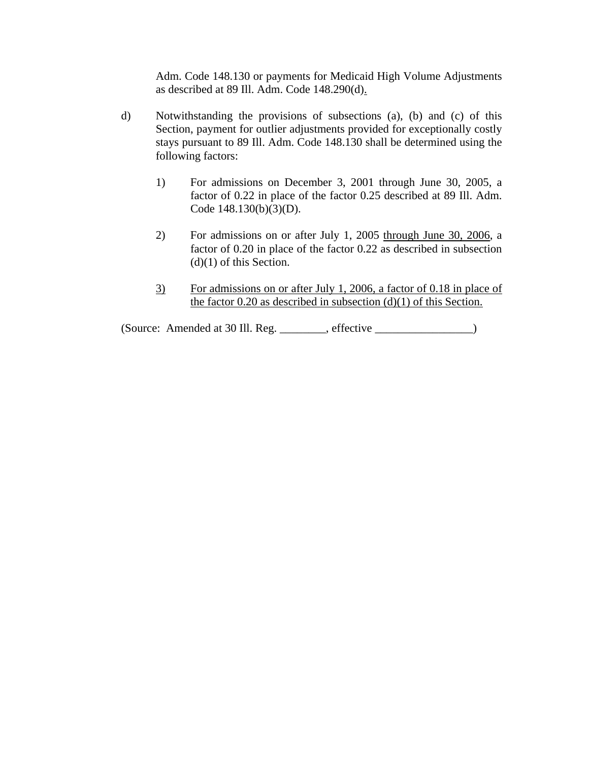Adm. Code 148.130 or payments for Medicaid High Volume Adjustments as described at 89 Ill. Adm. Code 148.290(d).

d) Notwithstanding the provisions of subsections (a), (b) and (c) of this Section, payment for outlier adjustments provided for exceptionally costly stays pursuant to 89 Ill. Adm. Code 148.130 shall be determined using the following factors:

1) For admissions on December 3, 2001 through June 30, 2005, a factor of 0.22 in place of the factor 0.25 described at 89 Ill. Adm. Code 148.130(b)(3)(D).

2) For admissions on or after July 1, 2005 through June 30, 2006, a factor of 0.20 in place of the factor 0.22 as described in subsection (d)(1) of this Section.

3) For admissions on or after July 1, 2006, a factor of 0.18 in place of the factor 0.20 as described in subsection (d)(1) of this Section.

(Source: Amended at 30 Ill. Reg. ________, effective _________________)